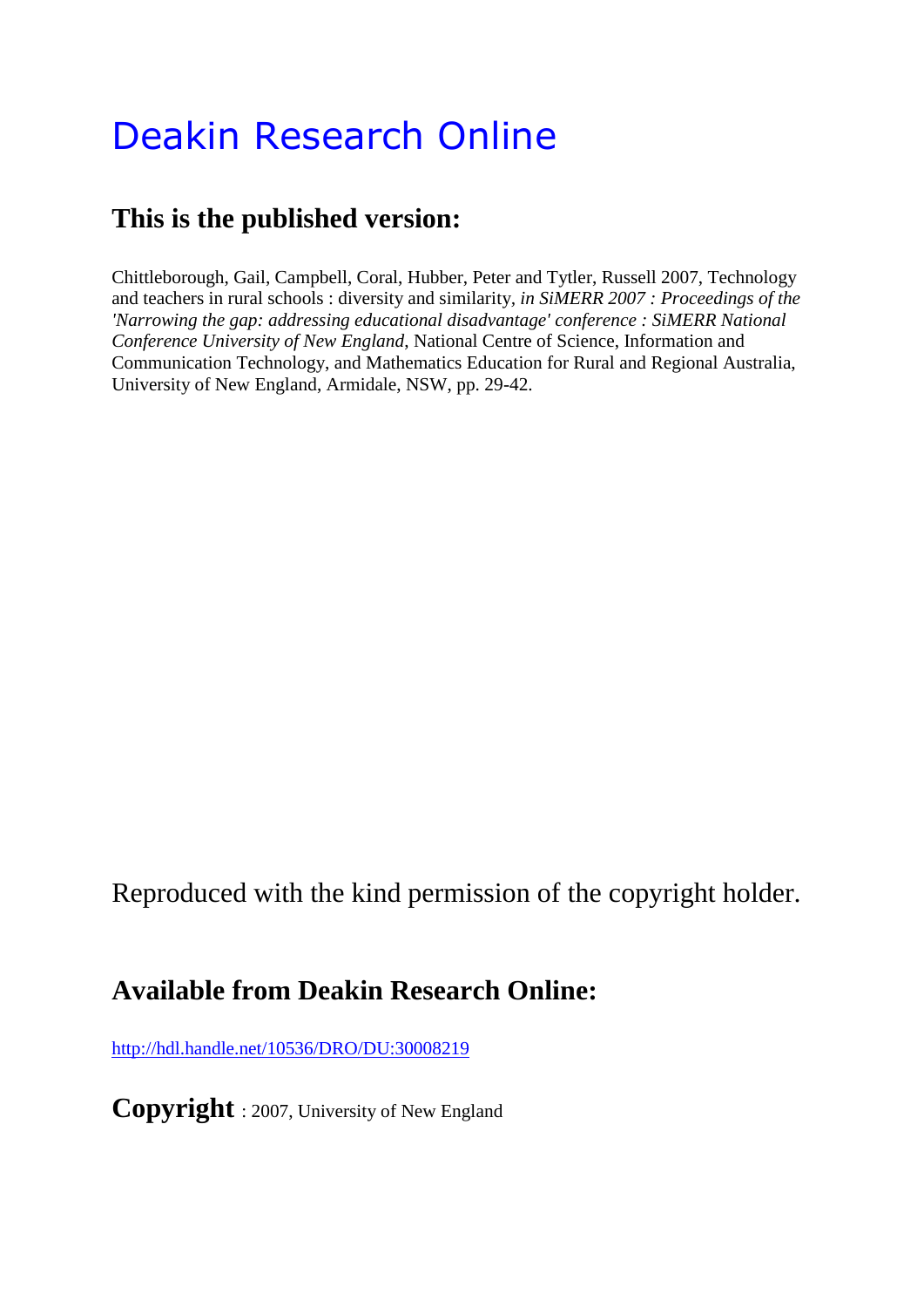# Deakin Research Online

## This is the published version:

Chittleborough, Gail, Campbell, Coral, Hubber, Peter and Tytler, Russell 2007, Technology and teachers in rural schools : diversity and similarity, *in SiMERR 2007 : Proceedings of the 'Narrowing the gap: addressing educational disadvantage' conference : SiMERR National Conference University of New England*, National Centre of Science, Information and Communication Technology, and Mathematics Education for Rural and Regional Australia, University of New England, Armidale, NSW, pp. 29-42.

Reproduced with the kind permission of the copyright holder.

## Available from Deakin Research Online:

http://hdl.handle.net/10536/DRO/DU:30008219

**Copyright** : 2007, University of New England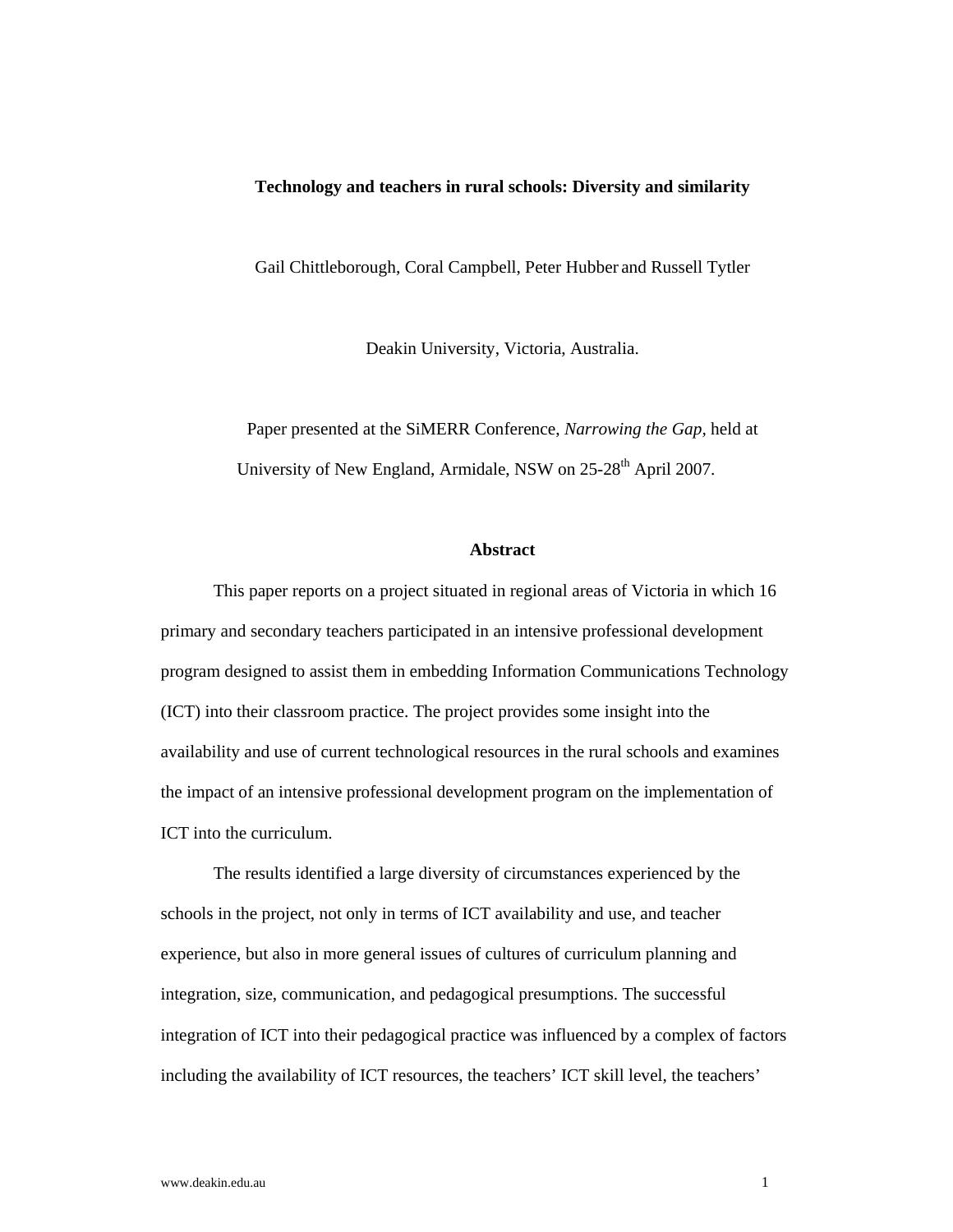**Technology and teachers in rural schools: Diversity and similarity**

Gail Chittleborough, Coral Campbell, Peter Hubber and Russell Tytler

Deakin University, Victoria, Australia.

Paper presented at the SiMERR Conference, *Narrowing the Gap*, held at University of New England, Armidale, NSW on 25-28th April 2007.

## Abstract

This paper reports on a project situated in regional areas of Victoria in which 16 primary and secondary teachers participated in an intensive professional development program designed to assist them in embedding Information Communications Technology (ICT) into their classroom practice. The project provides some insight into the availability and use of current technological resources in the rural schools and examines the impact of an intensive professional development program on the implementation of ICT into the curriculum.

The results identified a large diversity of circumstances experienced by the schools in the project, not only in terms of ICT availability and use, and teacher experience, but also in more general issues of cultures of curriculum planning and integration, size, communication, and pedagogical presumptions. The successful integration of ICT into their pedagogical practice was influenced by a complex of factors including the availability of ICT resources, the teachers' ICT skill level, the teachers'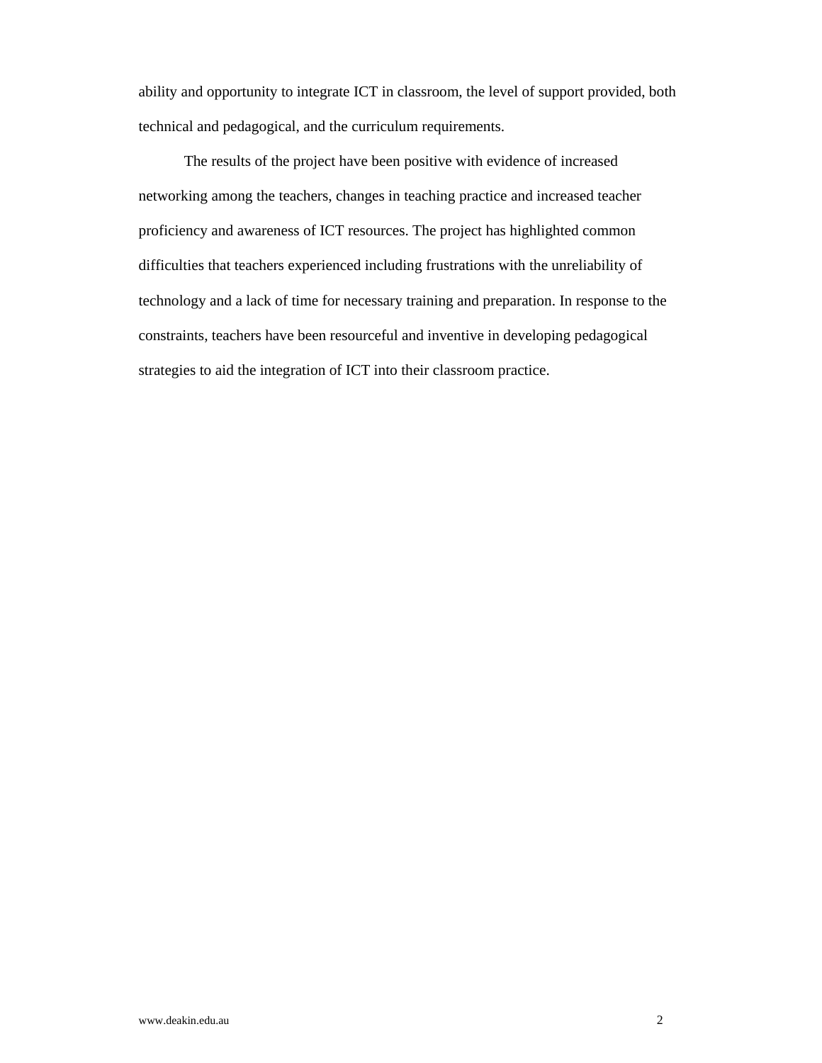ability and opportunity to integrate ICT in classroom, the level of support provided, both technical and pedagogical, and the curriculum requirements.

The results of the project have been positive with evidence of increased networking among the teachers, changes in teaching practice and increased teacher proficiency and awareness of ICT resources. The project has highlighted common difficulties that teachers experienced including frustrations with the unreliability of technology and a lack of time for necessary training and preparation. In response to the constraints, teachers have been resourceful and inventive in developing pedagogical strategies to aid the integration of ICT into their classroom practice.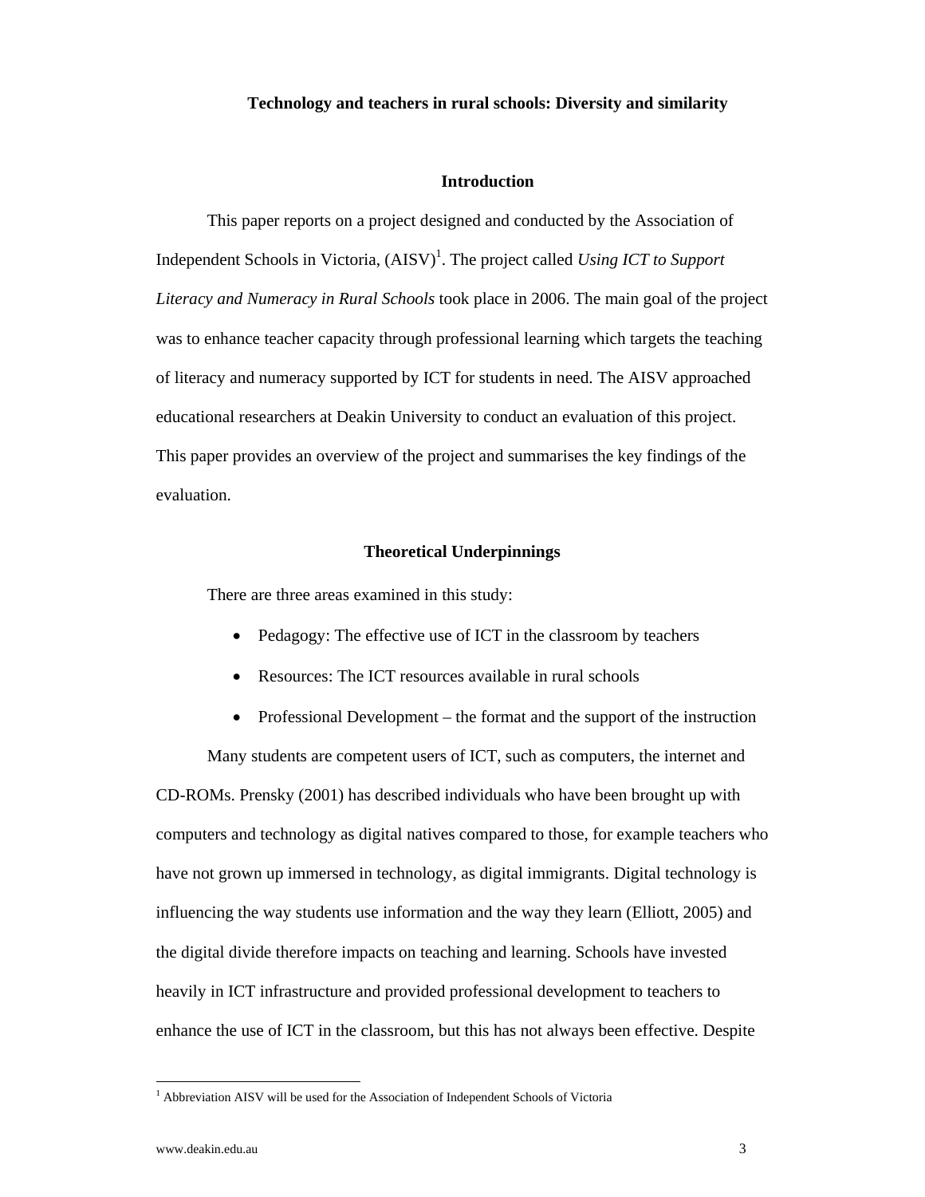**Technology and teachers in rural schools: Diversity and similarity**

## Introduction

This paper reports on a project designed and conducted by the Association of Independent Schools in Victoria, (AISV)[1]. The project called *Using ICT to Support Literacy and Numeracy in Rural Schools* took place in 2006. The main goal of the project was to enhance teacher capacity through professional learning which targets the teaching of literacy and numeracy supported by ICT for students in need. The AISV approached educational researchers at Deakin University to conduct an evaluation of this project. This paper provides an overview of the project and summarises the key findings of the evaluation.

## Theoretical Underpinnings

There are three areas examined in this study:

- Pedagogy: The effective use of ICT in the classroom by teachers
- Resources: The ICT resources available in rural schools
- Professional Development – the format and the support of the instruction

Many students are competent users of ICT, such as computers, the internet and CD-ROMs. Prensky (2001) has described individuals who have been brought up with computers and technology as digital natives compared to those, for example teachers who have not grown up immersed in technology, as digital immigrants. Digital technology is influencing the way students use information and the way they learn (Elliott, 2005) and the digital divide therefore impacts on teaching and learning. Schools have invested heavily in ICT infrastructure and provided professional development to teachers to enhance the use of ICT in the classroom, but this has not always been effective. Despite

[1] Abbreviation AISV will be used for the Association of Independent Schools of Victoria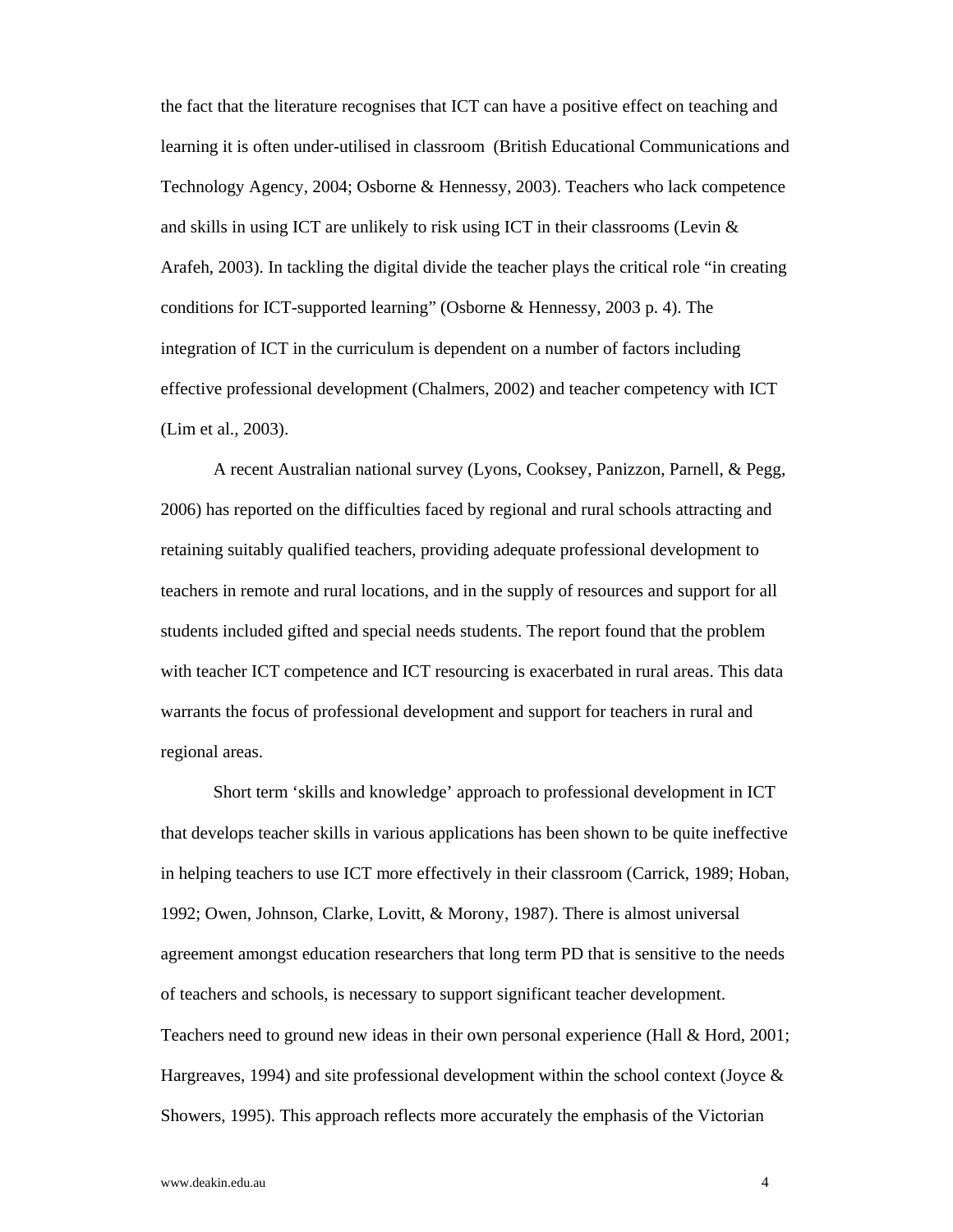the fact that the literature recognises that ICT can have a positive effect on teaching and learning it is often under-utilised in classroom (British Educational Communications and Technology Agency, 2004; Osborne & Hennessy, 2003). Teachers who lack competence and skills in using ICT are unlikely to risk using ICT in their classrooms (Levin & Arafeh, 2003). In tackling the digital divide the teacher plays the critical role "in creating conditions for ICT-supported learning" (Osborne & Hennessy, 2003 p. 4). The integration of ICT in the curriculum is dependent on a number of factors including effective professional development (Chalmers, 2002) and teacher competency with ICT (Lim et al., 2003).

A recent Australian national survey (Lyons, Cooksey, Panizzon, Parnell, & Pegg, 2006) has reported on the difficulties faced by regional and rural schools attracting and retaining suitably qualified teachers, providing adequate professional development to teachers in remote and rural locations, and in the supply of resources and support for all students included gifted and special needs students. The report found that the problem with teacher ICT competence and ICT resourcing is exacerbated in rural areas. This data warrants the focus of professional development and support for teachers in rural and regional areas.

Short term 'skills and knowledge' approach to professional development in ICT that develops teacher skills in various applications has been shown to be quite ineffective in helping teachers to use ICT more effectively in their classroom (Carrick, 1989; Hoban, 1992; Owen, Johnson, Clarke, Lovitt, & Morony, 1987). There is almost universal agreement amongst education researchers that long term PD that is sensitive to the needs of teachers and schools, is necessary to support significant teacher development. Teachers need to ground new ideas in their own personal experience (Hall & Hord, 2001; Hargreaves, 1994) and site professional development within the school context (Joyce & Showers, 1995). This approach reflects more accurately the emphasis of the Victorian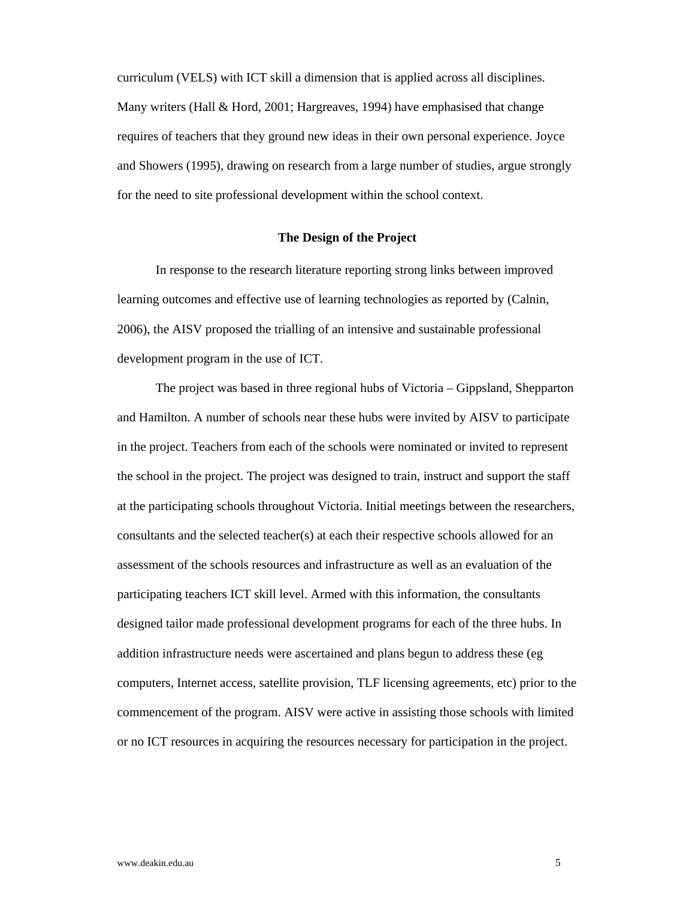curriculum (VELS) with ICT skill a dimension that is applied across all disciplines. Many writers (Hall & Hord, 2001; Hargreaves, 1994) have emphasised that change requires of teachers that they ground new ideas in their own personal experience. Joyce and Showers (1995), drawing on research from a large number of studies, argue strongly for the need to site professional development within the school context.

## The Design of the Project

In response to the research literature reporting strong links between improved learning outcomes and effective use of learning technologies as reported by (Calnin, 2006), the AISV proposed the trialling of an intensive and sustainable professional development program in the use of ICT.

The project was based in three regional hubs of Victoria – Gippsland, Shepparton and Hamilton. A number of schools near these hubs were invited by AISV to participate in the project. Teachers from each of the schools were nominated or invited to represent the school in the project. The project was designed to train, instruct and support the staff at the participating schools throughout Victoria. Initial meetings between the researchers, consultants and the selected teacher(s) at each their respective schools allowed for an assessment of the schools resources and infrastructure as well as an evaluation of the participating teachers ICT skill level. Armed with this information, the consultants designed tailor made professional development programs for each of the three hubs. In addition infrastructure needs were ascertained and plans begun to address these (eg computers, Internet access, satellite provision, TLF licensing agreements, etc) prior to the commencement of the program. AISV were active in assisting those schools with limited or no ICT resources in acquiring the resources necessary for participation in the project.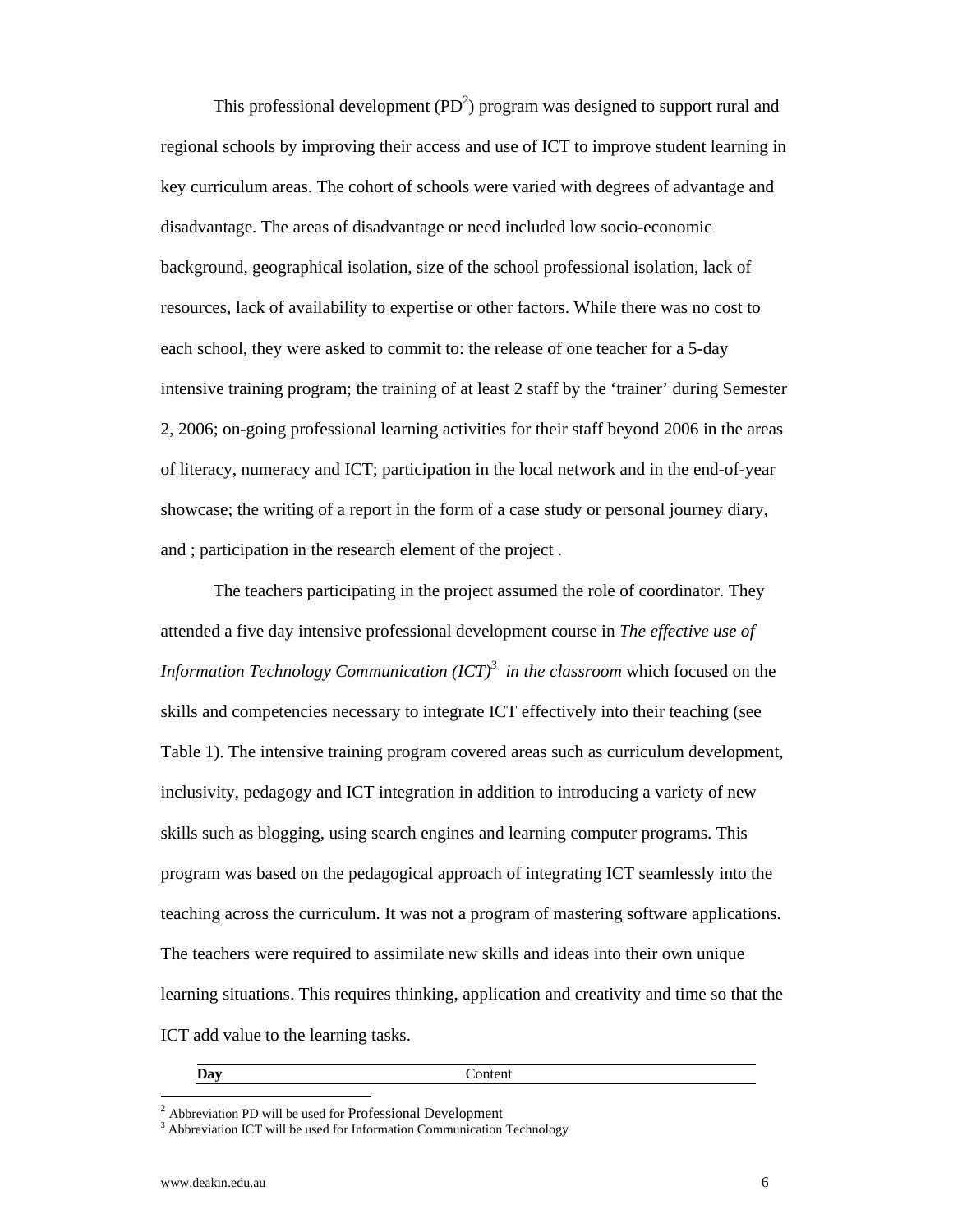This professional development (PD[2]) program was designed to support rural and regional schools by improving their access and use of ICT to improve student learning in key curriculum areas. The cohort of schools were varied with degrees of advantage and disadvantage. The areas of disadvantage or need included low socio-economic background, geographical isolation, size of the school professional isolation, lack of resources, lack of availability to expertise or other factors. While there was no cost to each school, they were asked to commit to: the release of one teacher for a 5-day intensive training program; the training of at least 2 staff by the 'trainer' during Semester 2, 2006; on-going professional learning activities for their staff beyond 2006 in the areas of literacy, numeracy and ICT; participation in the local network and in the end-of-year showcase; the writing of a report in the form of a case study or personal journey diary, and ; participation in the research element of the project .

The teachers participating in the project assumed the role of coordinator. They attended a five day intensive professional development course in *The effective use of Information Technology Communication (ICT)*[3] *in the classroom* which focused on the skills and competencies necessary to integrate ICT effectively into their teaching (see Table 1). The intensive training program covered areas such as curriculum development, inclusivity, pedagogy and ICT integration in addition to introducing a variety of new skills such as blogging, using search engines and learning computer programs. This program was based on the pedagogical approach of integrating ICT seamlessly into the teaching across the curriculum. It was not a program of mastering software applications. The teachers were required to assimilate new skills and ideas into their own unique learning situations. This requires thinking, application and creativity and time so that the ICT add value to the learning tasks.

| **Day** | Content |
|---|---|

[2] Abbreviation PD will be used for Professional Development

[3] Abbreviation ICT will be used for Information Communication Technology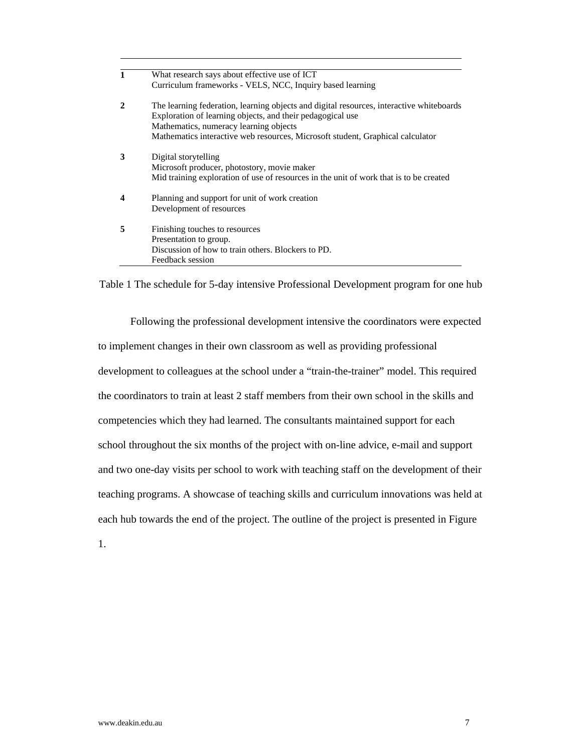| Day | Content |
|---|---|
| **1** | What research says about effective use of ICT<br>Curriculum frameworks - VELS, NCC, Inquiry based learning |
| **2** | The learning federation, learning objects and digital resources, interactive whiteboards<br>Exploration of learning objects, and their pedagogical use<br>Mathematics, numeracy learning objects<br>Mathematics interactive web resources, Microsoft student, Graphical calculator |
| **3** | Digital storytelling<br>Microsoft producer, photostory, movie maker<br>Mid training exploration of use of resources in the unit of work that is to be created |
| **4** | Planning and support for unit of work creation<br>Development of resources |
| **5** | Finishing touches to resources<br>Presentation to group.<br>Discussion of how to train others. Blockers to PD.<br>Feedback session |

Table 1 The schedule for 5-day intensive Professional Development program for one hub

Following the professional development intensive the coordinators were expected to implement changes in their own classroom as well as providing professional development to colleagues at the school under a "train-the-trainer" model. This required the coordinators to train at least 2 staff members from their own school in the skills and competencies which they had learned. The consultants maintained support for each school throughout the six months of the project with on-line advice, e-mail and support and two one-day visits per school to work with teaching staff on the development of their teaching programs. A showcase of teaching skills and curriculum innovations was held at each hub towards the end of the project. The outline of the project is presented in Figure 1.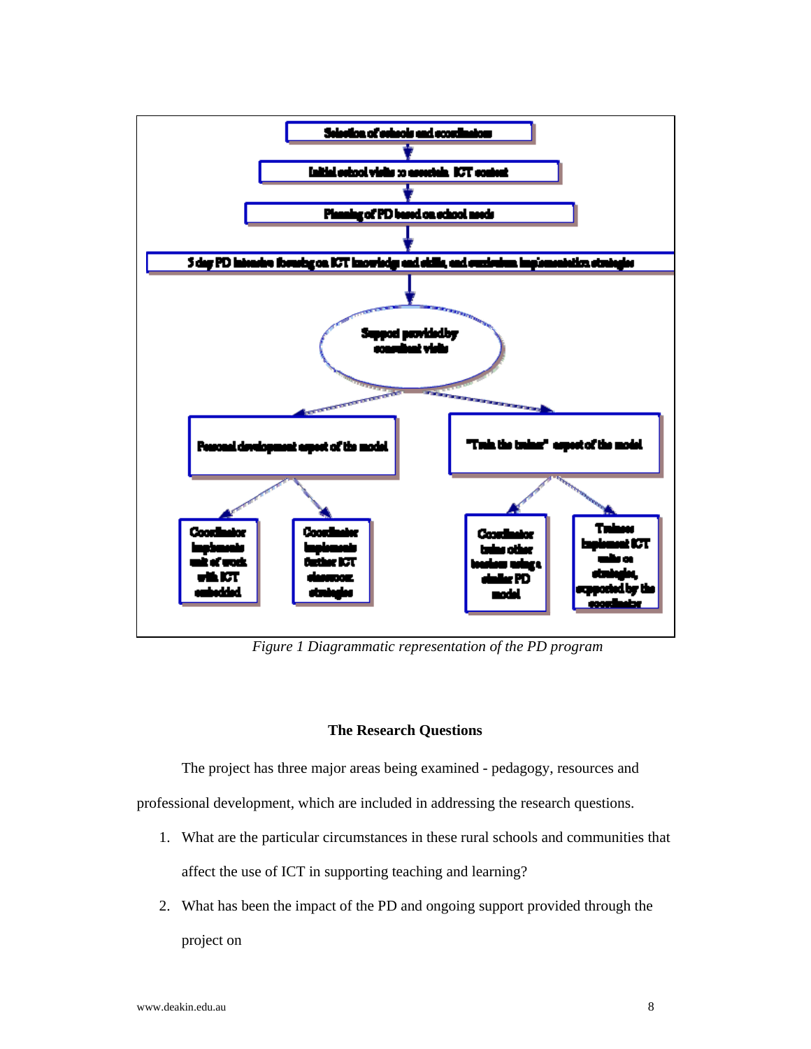Selection of schools and coordinators

Initial school visits to ascertain ICT context

Planning of PD based on school needs

5 day PD intensive focusing on ICT knowledge and skills, and curriculum implementation strategies

Support provided by consultant visits

Personal development aspect of the model

"Train the trainer" aspect of the model

Coordinator implements unit of work with ICT embedded

Coordinator implements further ICT classroom strategies

Coordinator trains other teachers using a similar PD model

Trainees implement ICT units on strategies, supported by the coordinator

*Figure 1 Diagrammatic representation of the PD program*

## The Research Questions

The project has three major areas being examined - pedagogy, resources and professional development, which are included in addressing the research questions.

1. What are the particular circumstances in these rural schools and communities that affect the use of ICT in supporting teaching and learning?
2. What has been the impact of the PD and ongoing support provided through the project on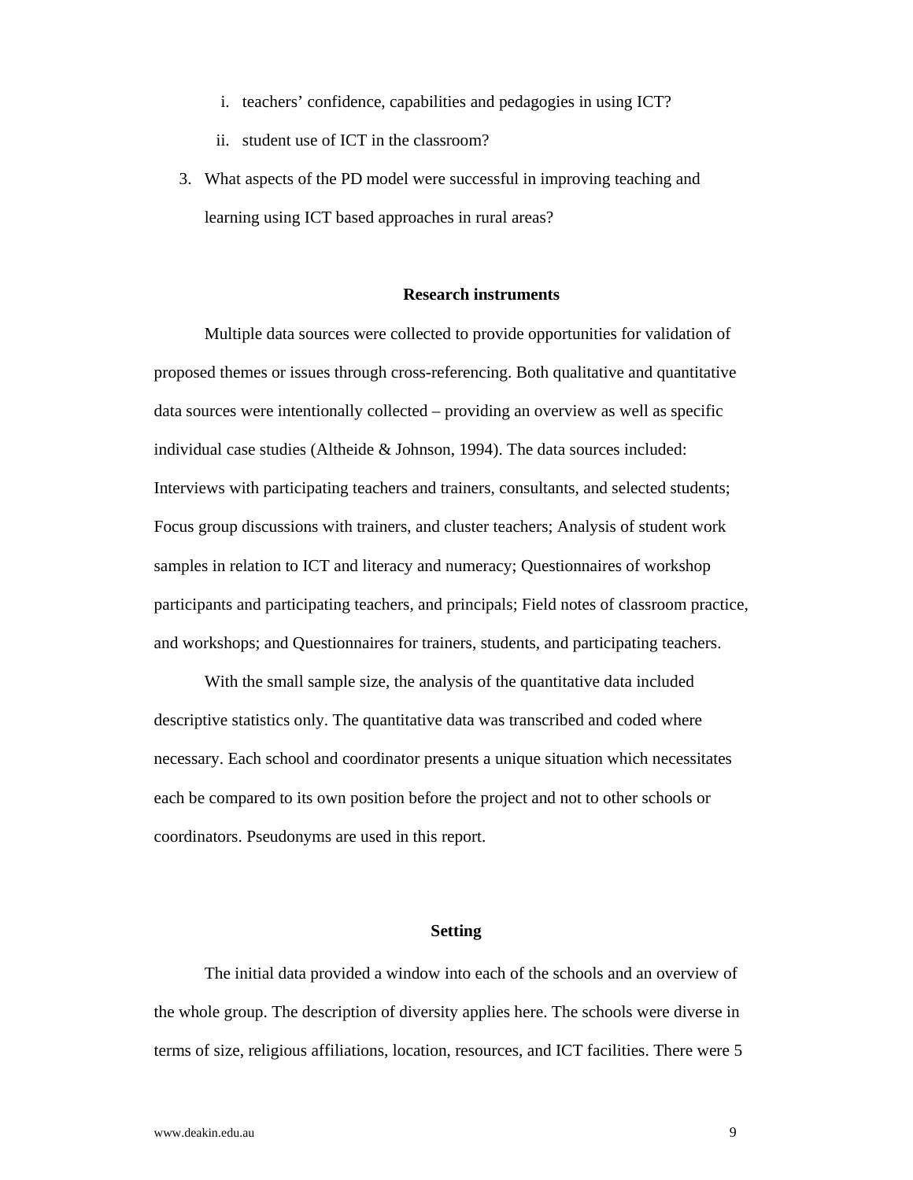i. teachers' confidence, capabilities and pedagogies in using ICT?
   ii. student use of ICT in the classroom?

3. What aspects of the PD model were successful in improving teaching and learning using ICT based approaches in rural areas?

## Research instruments

Multiple data sources were collected to provide opportunities for validation of proposed themes or issues through cross-referencing. Both qualitative and quantitative data sources were intentionally collected – providing an overview as well as specific individual case studies (Altheide & Johnson, 1994). The data sources included: Interviews with participating teachers and trainers, consultants, and selected students; Focus group discussions with trainers, and cluster teachers; Analysis of student work samples in relation to ICT and literacy and numeracy; Questionnaires of workshop participants and participating teachers, and principals; Field notes of classroom practice, and workshops; and Questionnaires for trainers, students, and participating teachers.

With the small sample size, the analysis of the quantitative data included descriptive statistics only. The quantitative data was transcribed and coded where necessary. Each school and coordinator presents a unique situation which necessitates each be compared to its own position before the project and not to other schools or coordinators. Pseudonyms are used in this report.

## Setting

The initial data provided a window into each of the schools and an overview of the whole group. The description of diversity applies here. The schools were diverse in terms of size, religious affiliations, location, resources, and ICT facilities. There were 5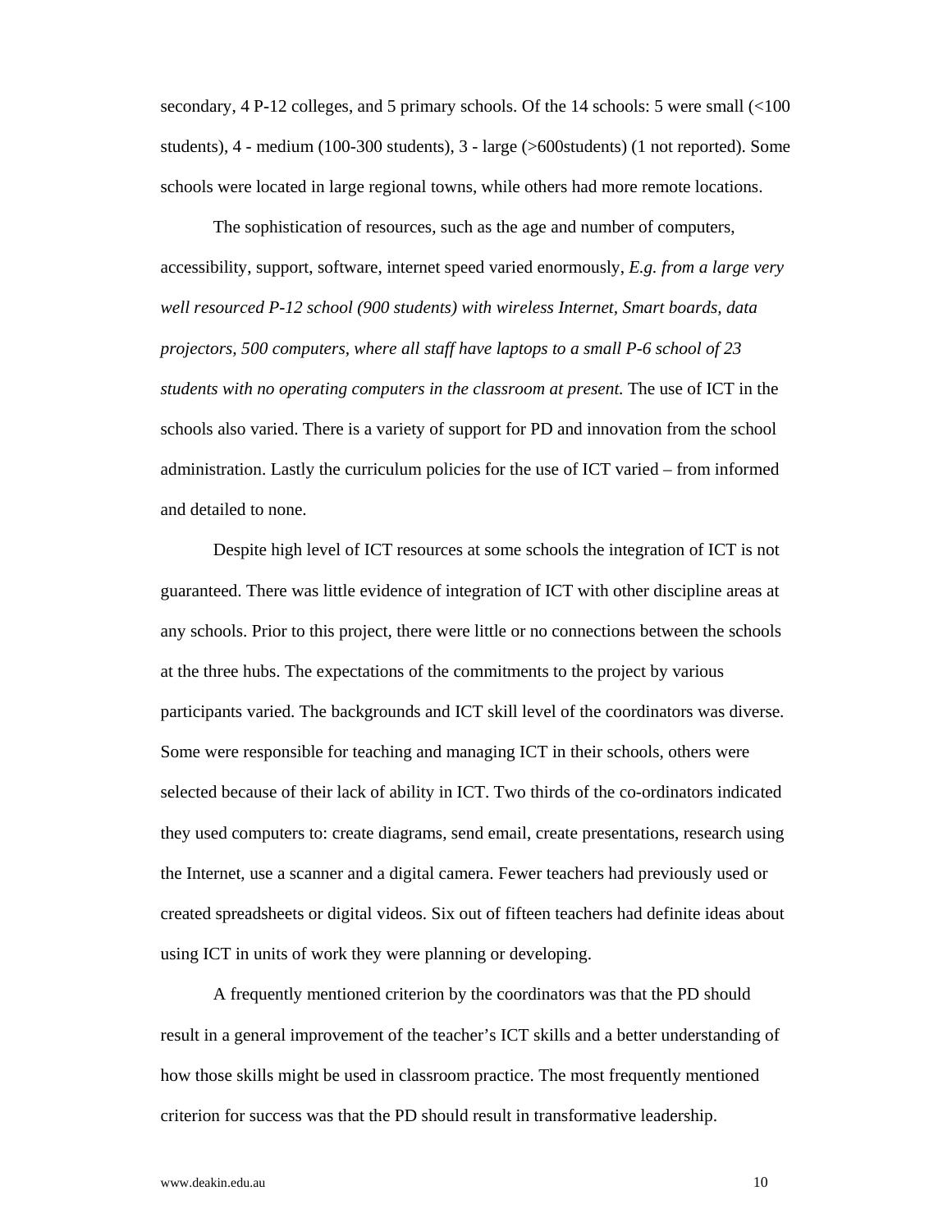secondary, 4 P-12 colleges, and 5 primary schools. Of the 14 schools: 5 were small (<100 students), 4 - medium (100-300 students), 3 - large (>600students) (1 not reported). Some schools were located in large regional towns, while others had more remote locations.

The sophistication of resources, such as the age and number of computers, accessibility, support, software, internet speed varied enormously, *E.g. from a large very well resourced P-12 school (900 students) with wireless Internet, Smart boards, data projectors, 500 computers, where all staff have laptops to a small P-6 school of 23 students with no operating computers in the classroom at present.* The use of ICT in the schools also varied. There is a variety of support for PD and innovation from the school administration. Lastly the curriculum policies for the use of ICT varied – from informed and detailed to none.

Despite high level of ICT resources at some schools the integration of ICT is not guaranteed. There was little evidence of integration of ICT with other discipline areas at any schools. Prior to this project, there were little or no connections between the schools at the three hubs. The expectations of the commitments to the project by various participants varied. The backgrounds and ICT skill level of the coordinators was diverse. Some were responsible for teaching and managing ICT in their schools, others were selected because of their lack of ability in ICT. Two thirds of the co-ordinators indicated they used computers to: create diagrams, send email, create presentations, research using the Internet, use a scanner and a digital camera. Fewer teachers had previously used or created spreadsheets or digital videos. Six out of fifteen teachers had definite ideas about using ICT in units of work they were planning or developing.

A frequently mentioned criterion by the coordinators was that the PD should result in a general improvement of the teacher's ICT skills and a better understanding of how those skills might be used in classroom practice. The most frequently mentioned criterion for success was that the PD should result in transformative leadership.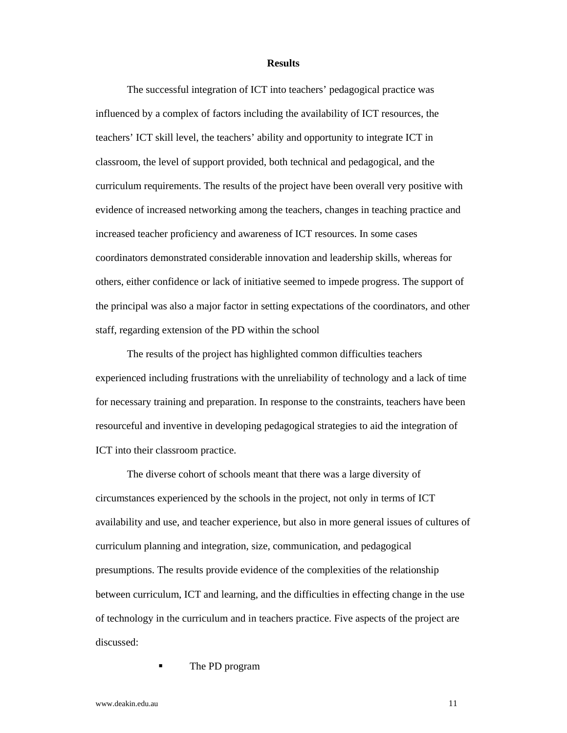## Results

The successful integration of ICT into teachers' pedagogical practice was influenced by a complex of factors including the availability of ICT resources, the teachers' ICT skill level, the teachers' ability and opportunity to integrate ICT in classroom, the level of support provided, both technical and pedagogical, and the curriculum requirements. The results of the project have been overall very positive with evidence of increased networking among the teachers, changes in teaching practice and increased teacher proficiency and awareness of ICT resources. In some cases coordinators demonstrated considerable innovation and leadership skills, whereas for others, either confidence or lack of initiative seemed to impede progress. The support of the principal was also a major factor in setting expectations of the coordinators, and other staff, regarding extension of the PD within the school

The results of the project has highlighted common difficulties teachers experienced including frustrations with the unreliability of technology and a lack of time for necessary training and preparation. In response to the constraints, teachers have been resourceful and inventive in developing pedagogical strategies to aid the integration of ICT into their classroom practice.

The diverse cohort of schools meant that there was a large diversity of circumstances experienced by the schools in the project, not only in terms of ICT availability and use, and teacher experience, but also in more general issues of cultures of curriculum planning and integration, size, communication, and pedagogical presumptions. The results provide evidence of the complexities of the relationship between curriculum, ICT and learning, and the difficulties in effecting change in the use of technology in the curriculum and in teachers practice. Five aspects of the project are discussed:

- The PD program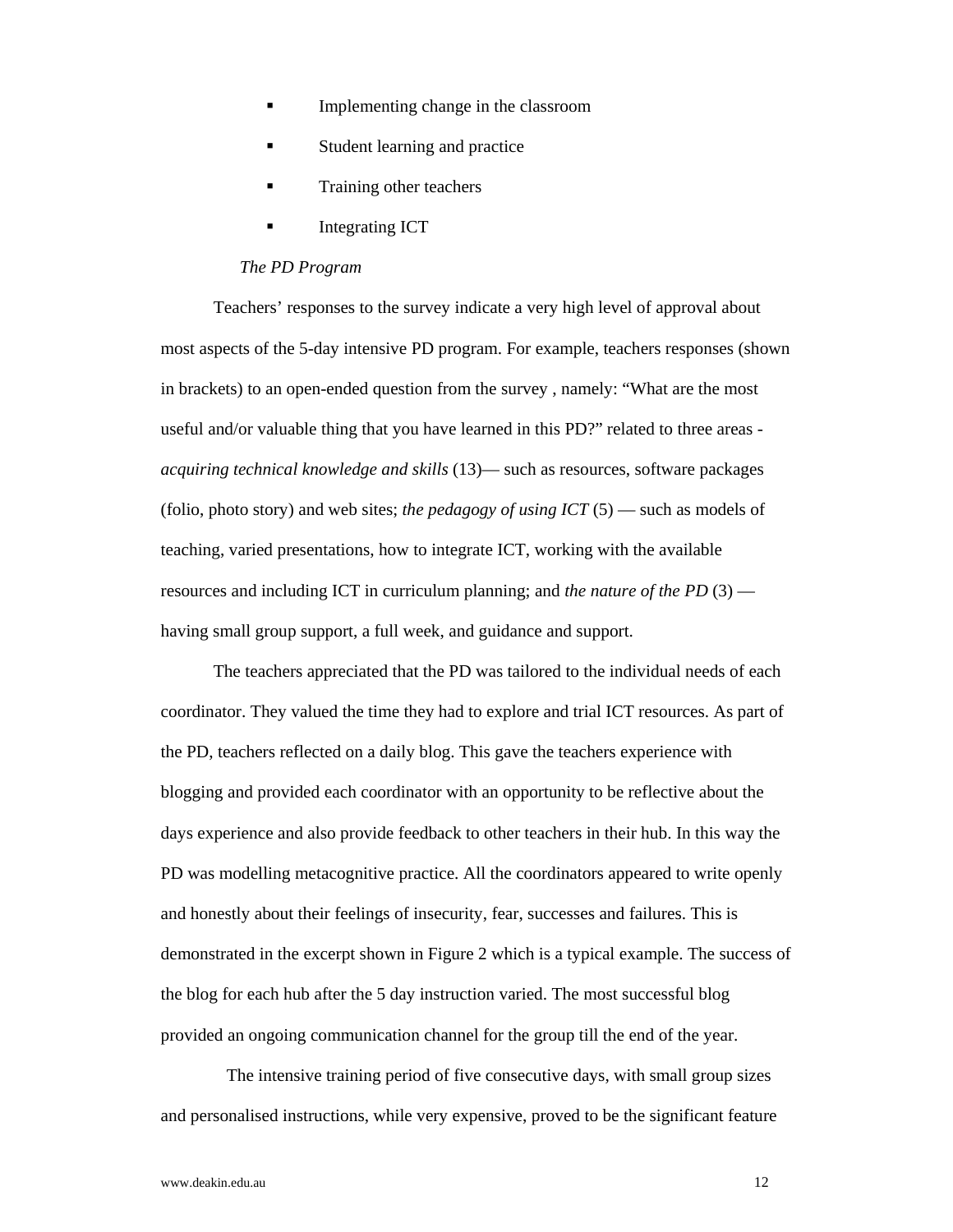- Implementing change in the classroom
- Student learning and practice
- Training other teachers
- Integrating ICT

*The PD Program*

Teachers' responses to the survey indicate a very high level of approval about most aspects of the 5-day intensive PD program. For example, teachers responses (shown in brackets) to an open-ended question from the survey , namely: "What are the most useful and/or valuable thing that you have learned in this PD?" related to three areas - *acquiring technical knowledge and skills* (13)— such as resources, software packages (folio, photo story) and web sites; *the pedagogy of using ICT* (5) — such as models of teaching, varied presentations, how to integrate ICT, working with the available resources and including ICT in curriculum planning; and *the nature of the PD* (3) — having small group support, a full week, and guidance and support.

The teachers appreciated that the PD was tailored to the individual needs of each coordinator. They valued the time they had to explore and trial ICT resources. As part of the PD, teachers reflected on a daily blog. This gave the teachers experience with blogging and provided each coordinator with an opportunity to be reflective about the days experience and also provide feedback to other teachers in their hub. In this way the PD was modelling metacognitive practice. All the coordinators appeared to write openly and honestly about their feelings of insecurity, fear, successes and failures. This is demonstrated in the excerpt shown in Figure 2 which is a typical example. The success of the blog for each hub after the 5 day instruction varied. The most successful blog provided an ongoing communication channel for the group till the end of the year.

The intensive training period of five consecutive days, with small group sizes and personalised instructions, while very expensive, proved to be the significant feature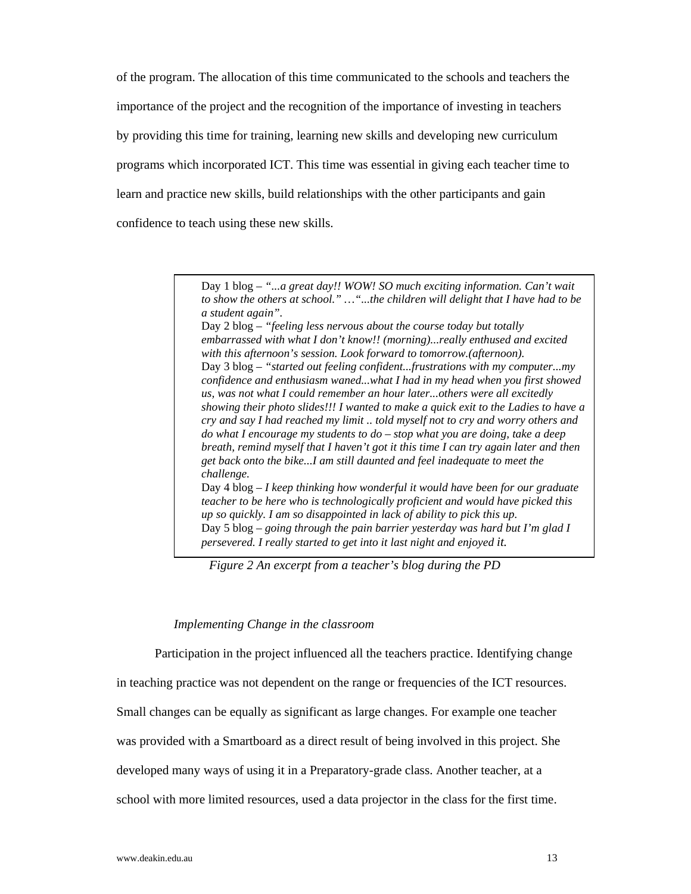of the program. The allocation of this time communicated to the schools and teachers the importance of the project and the recognition of the importance of investing in teachers by providing this time for training, learning new skills and developing new curriculum programs which incorporated ICT. This time was essential in giving each teacher time to learn and practice new skills, build relationships with the other participants and gain confidence to teach using these new skills.

> Day 1 blog – *"...a great day!! WOW! SO much exciting information. Can't wait to show the others at school."* …*"...the children will delight that I have had to be a student again"*.
> Day 2 blog – *"feeling less nervous about the course today but totally embarrassed with what I don't know!! (morning)...really enthused and excited with this afternoon's session. Look forward to tomorrow.(afternoon).*
> Day 3 blog – *"started out feeling confident...frustrations with my computer...my confidence and enthusiasm waned...what I had in my head when you first showed us, was not what I could remember an hour later...others were all excitedly showing their photo slides!!! I wanted to make a quick exit to the Ladies to have a cry and say I had reached my limit .. told myself not to cry and worry others and do what I encourage my students to do – stop what you are doing, take a deep breath, remind myself that I haven't got it this time I can try again later and then get back onto the bike...I am still daunted and feel inadequate to meet the challenge.*
> Day 4 blog – *I keep thinking how wonderful it would have been for our graduate teacher to be here who is technologically proficient and would have picked this up so quickly. I am so disappointed in lack of ability to pick this up.*
> Day 5 blog – *going through the pain barrier yesterday was hard but I'm glad I persevered. I really started to get into it last night and enjoyed it.*

*Figure 2 An excerpt from a teacher's blog during the PD*

*Implementing Change in the classroom*

Participation in the project influenced all the teachers practice. Identifying change in teaching practice was not dependent on the range or frequencies of the ICT resources. Small changes can be equally as significant as large changes. For example one teacher was provided with a Smartboard as a direct result of being involved in this project. She developed many ways of using it in a Preparatory-grade class. Another teacher, at a school with more limited resources, used a data projector in the class for the first time.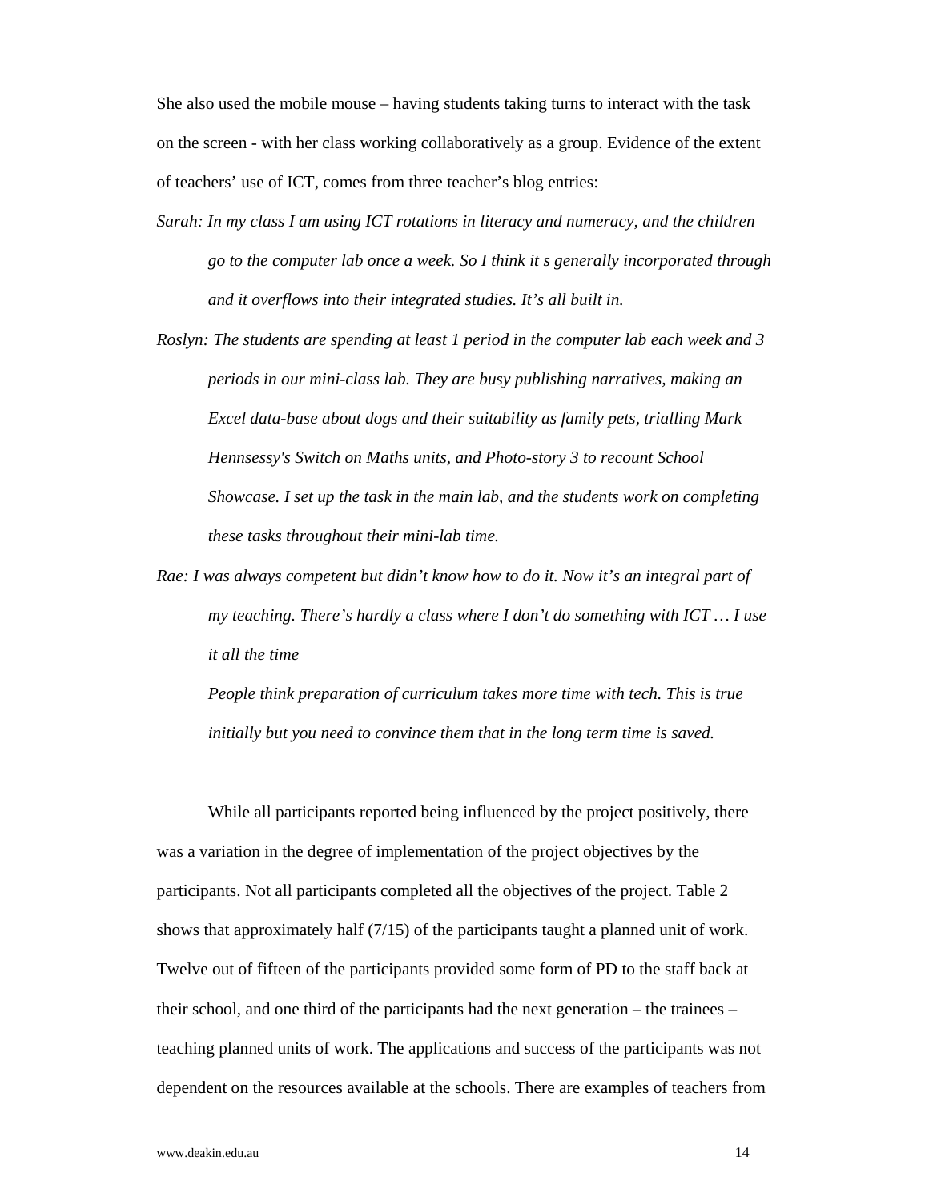She also used the mobile mouse – having students taking turns to interact with the task on the screen - with her class working collaboratively as a group. Evidence of the extent of teachers' use of ICT, comes from three teacher's blog entries:

*Sarah: In my class I am using ICT rotations in literacy and numeracy, and the children go to the computer lab once a week. So I think it s generally incorporated through and it overflows into their integrated studies. It's all built in.*

*Roslyn: The students are spending at least 1 period in the computer lab each week and 3 periods in our mini-class lab. They are busy publishing narratives, making an Excel data-base about dogs and their suitability as family pets, trialling Mark Hennsessy's Switch on Maths units, and Photo-story 3 to recount School Showcase. I set up the task in the main lab, and the students work on completing these tasks throughout their mini-lab time.*

*Rae: I was always competent but didn't know how to do it. Now it's an integral part of my teaching. There's hardly a class where I don't do something with ICT … I use it all the time*

*People think preparation of curriculum takes more time with tech. This is true initially but you need to convince them that in the long term time is saved.*

While all participants reported being influenced by the project positively, there was a variation in the degree of implementation of the project objectives by the participants. Not all participants completed all the objectives of the project. Table 2 shows that approximately half (7/15) of the participants taught a planned unit of work. Twelve out of fifteen of the participants provided some form of PD to the staff back at their school, and one third of the participants had the next generation – the trainees – teaching planned units of work. The applications and success of the participants was not dependent on the resources available at the schools. There are examples of teachers from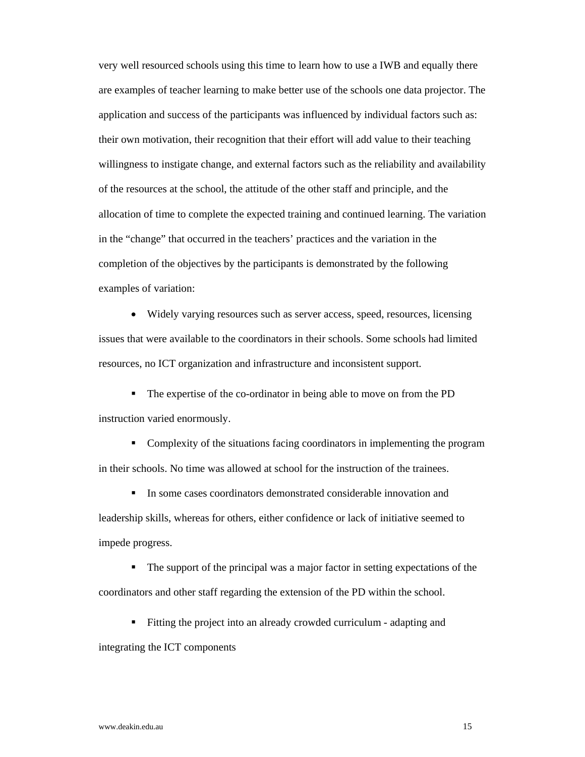very well resourced schools using this time to learn how to use a IWB and equally there are examples of teacher learning to make better use of the schools one data projector. The application and success of the participants was influenced by individual factors such as: their own motivation, their recognition that their effort will add value to their teaching willingness to instigate change, and external factors such as the reliability and availability of the resources at the school, the attitude of the other staff and principle, and the allocation of time to complete the expected training and continued learning. The variation in the "change" that occurred in the teachers' practices and the variation in the completion of the objectives by the participants is demonstrated by the following examples of variation:

- Widely varying resources such as server access, speed, resources, licensing issues that were available to the coordinators in their schools. Some schools had limited resources, no ICT organization and infrastructure and inconsistent support.
- The expertise of the co-ordinator in being able to move on from the PD instruction varied enormously.
- Complexity of the situations facing coordinators in implementing the program in their schools. No time was allowed at school for the instruction of the trainees.
- In some cases coordinators demonstrated considerable innovation and leadership skills, whereas for others, either confidence or lack of initiative seemed to impede progress.
- The support of the principal was a major factor in setting expectations of the coordinators and other staff regarding the extension of the PD within the school.
- Fitting the project into an already crowded curriculum - adapting and integrating the ICT components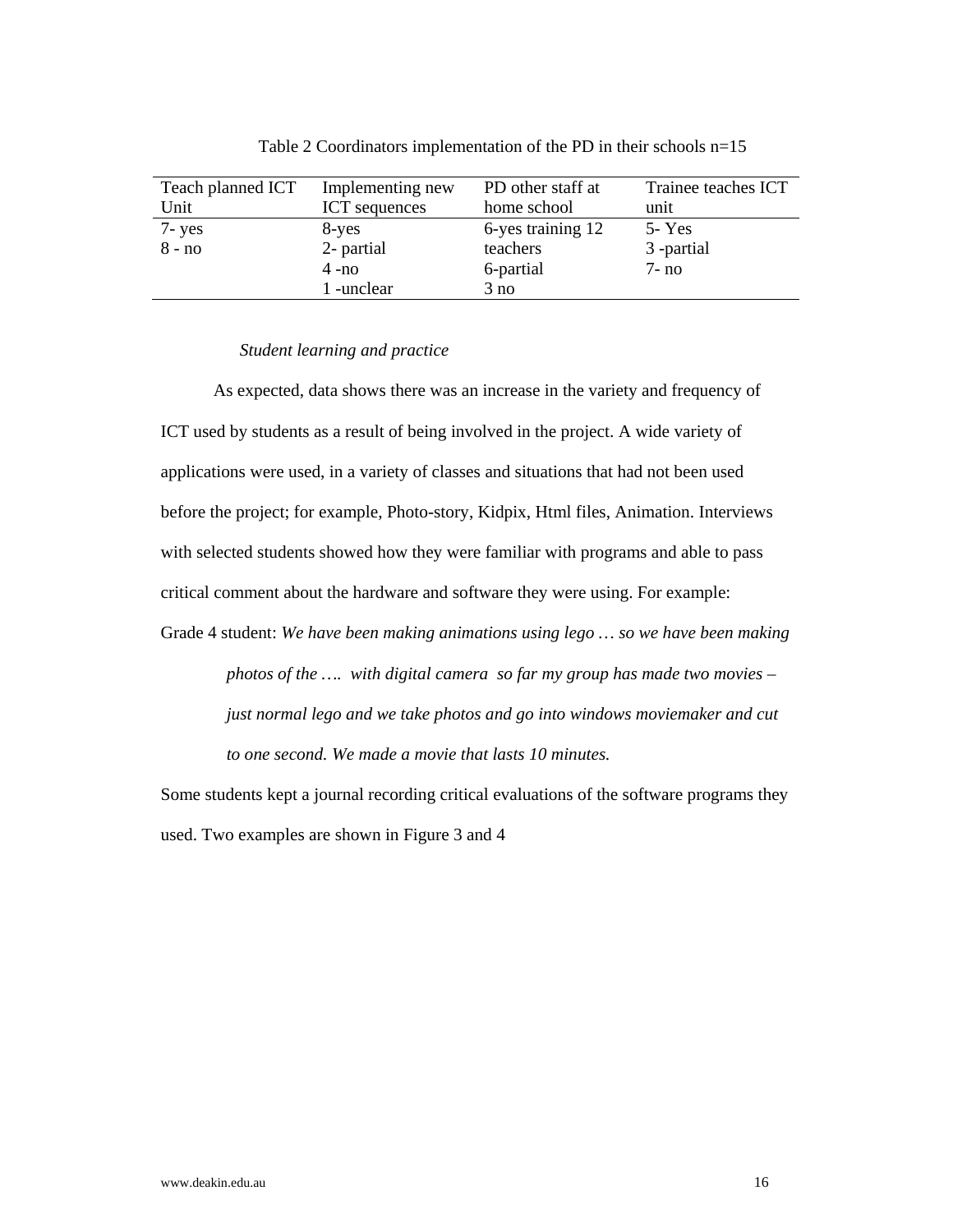Table 2 Coordinators implementation of the PD in their schools n=15

| Teach planned ICT Unit | Implementing new ICT sequences | PD other staff at home school | Trainee teaches ICT unit |
|---|---|---|---|
| 7- yes<br>8 - no | 8-yes<br>2- partial<br>4 -no<br>1 -unclear | 6-yes training 12 teachers<br>6-partial<br>3 no | 5- Yes<br>3 -partial<br>7- no |

*Student learning and practice*

As expected, data shows there was an increase in the variety and frequency of ICT used by students as a result of being involved in the project. A wide variety of applications were used, in a variety of classes and situations that had not been used before the project; for example, Photo-story, Kidpix, Html files, Animation. Interviews with selected students showed how they were familiar with programs and able to pass critical comment about the hardware and software they were using. For example:

Grade 4 student: *We have been making animations using lego … so we have been making photos of the …. with digital camera so far my group has made two movies – just normal lego and we take photos and go into windows moviemaker and cut to one second. We made a movie that lasts 10 minutes.*

Some students kept a journal recording critical evaluations of the software programs they used. Two examples are shown in Figure 3 and 4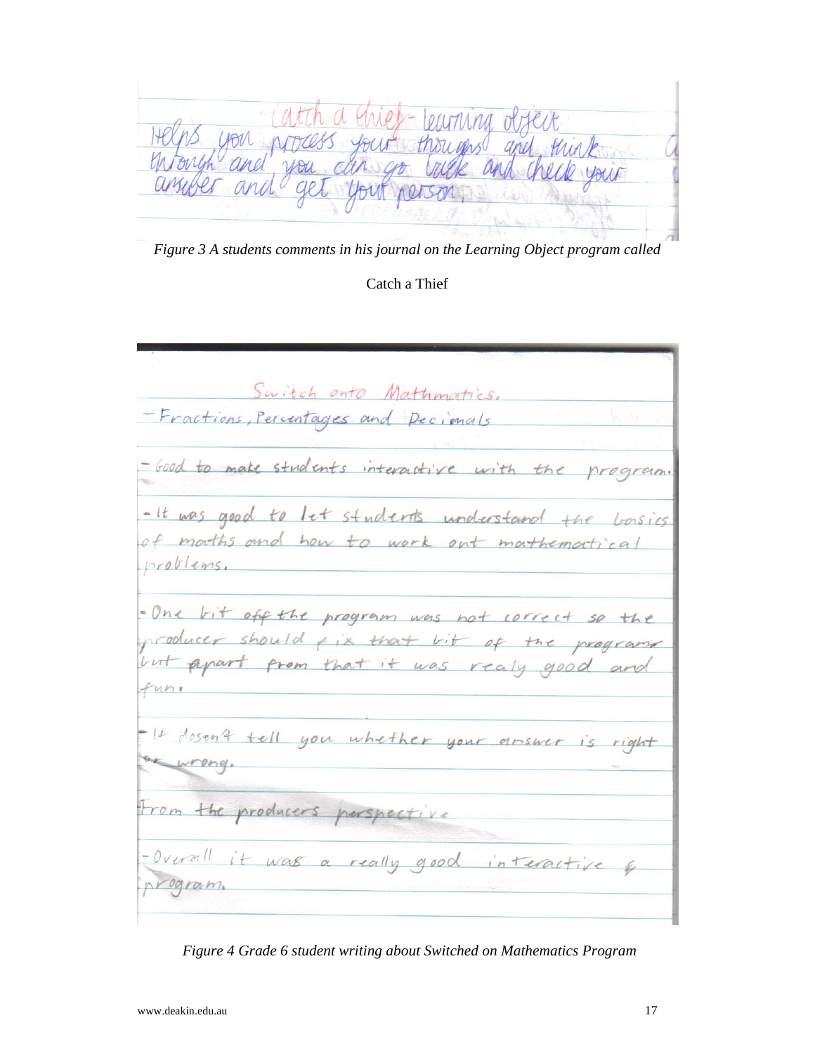Catch a thief - learning object
Helps you process your thoughts and think through and you can go back and check your answer and get your person.

*Figure 3 A students comments in his journal on the Learning Object program called*

Catch a Thief

Switch onto Mathmatics.

- Fractions, Percentages and Decimals

- Good to make students interactive with the program.

- It was good to let students understand the basics of maths and how to work out mathematical problems.

- One bit off the program was not correct so the producer should fix that bit of the program but apart from that it was realy good and fun.

- It dosen't tell you whether your answer is right or wrong.

From the producers perspective

- Overall it was a really good interactive program.

*Figure 4 Grade 6 student writing about Switched on Mathematics Program*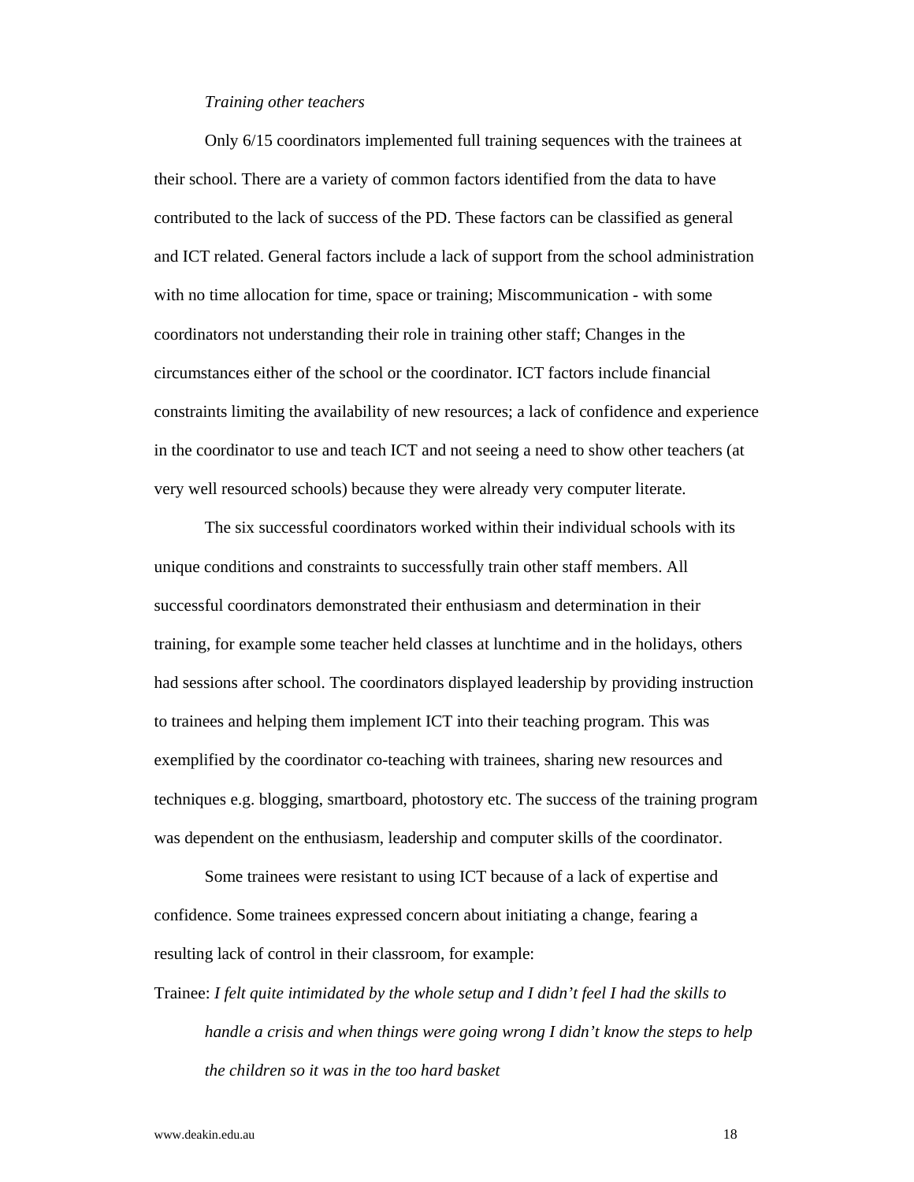*Training other teachers*

Only 6/15 coordinators implemented full training sequences with the trainees at their school. There are a variety of common factors identified from the data to have contributed to the lack of success of the PD. These factors can be classified as general and ICT related. General factors include a lack of support from the school administration with no time allocation for time, space or training; Miscommunication - with some coordinators not understanding their role in training other staff; Changes in the circumstances either of the school or the coordinator. ICT factors include financial constraints limiting the availability of new resources; a lack of confidence and experience in the coordinator to use and teach ICT and not seeing a need to show other teachers (at very well resourced schools) because they were already very computer literate.

The six successful coordinators worked within their individual schools with its unique conditions and constraints to successfully train other staff members. All successful coordinators demonstrated their enthusiasm and determination in their training, for example some teacher held classes at lunchtime and in the holidays, others had sessions after school. The coordinators displayed leadership by providing instruction to trainees and helping them implement ICT into their teaching program. This was exemplified by the coordinator co-teaching with trainees, sharing new resources and techniques e.g. blogging, smartboard, photostory etc. The success of the training program was dependent on the enthusiasm, leadership and computer skills of the coordinator.

Some trainees were resistant to using ICT because of a lack of expertise and confidence. Some trainees expressed concern about initiating a change, fearing a resulting lack of control in their classroom, for example:

Trainee: *I felt quite intimidated by the whole setup and I didn't feel I had the skills to handle a crisis and when things were going wrong I didn't know the steps to help the children so it was in the too hard basket*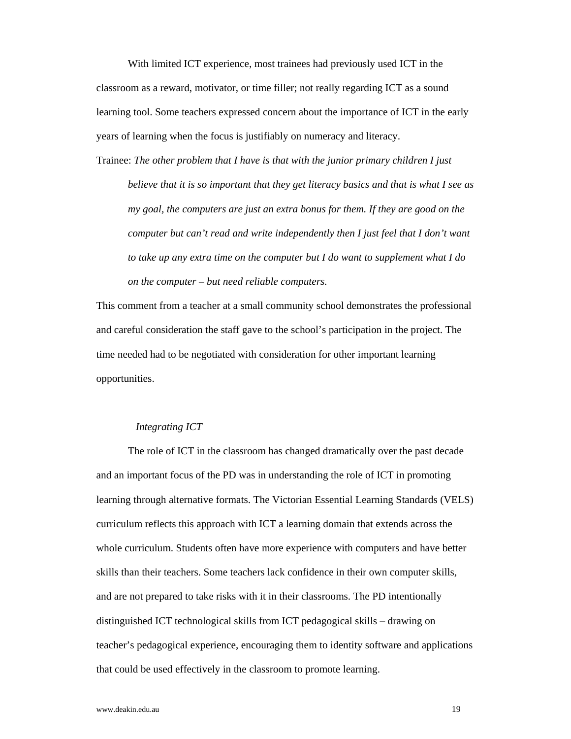With limited ICT experience, most trainees had previously used ICT in the classroom as a reward, motivator, or time filler; not really regarding ICT as a sound learning tool. Some teachers expressed concern about the importance of ICT in the early years of learning when the focus is justifiably on numeracy and literacy.

Trainee: *The other problem that I have is that with the junior primary children I just believe that it is so important that they get literacy basics and that is what I see as my goal, the computers are just an extra bonus for them. If they are good on the computer but can't read and write independently then I just feel that I don't want to take up any extra time on the computer but I do want to supplement what I do on the computer – but need reliable computers.*

This comment from a teacher at a small community school demonstrates the professional and careful consideration the staff gave to the school's participation in the project. The time needed had to be negotiated with consideration for other important learning opportunities.

### *Integrating ICT*

The role of ICT in the classroom has changed dramatically over the past decade and an important focus of the PD was in understanding the role of ICT in promoting learning through alternative formats. The Victorian Essential Learning Standards (VELS) curriculum reflects this approach with ICT a learning domain that extends across the whole curriculum. Students often have more experience with computers and have better skills than their teachers. Some teachers lack confidence in their own computer skills, and are not prepared to take risks with it in their classrooms. The PD intentionally distinguished ICT technological skills from ICT pedagogical skills – drawing on teacher's pedagogical experience, encouraging them to identity software and applications that could be used effectively in the classroom to promote learning.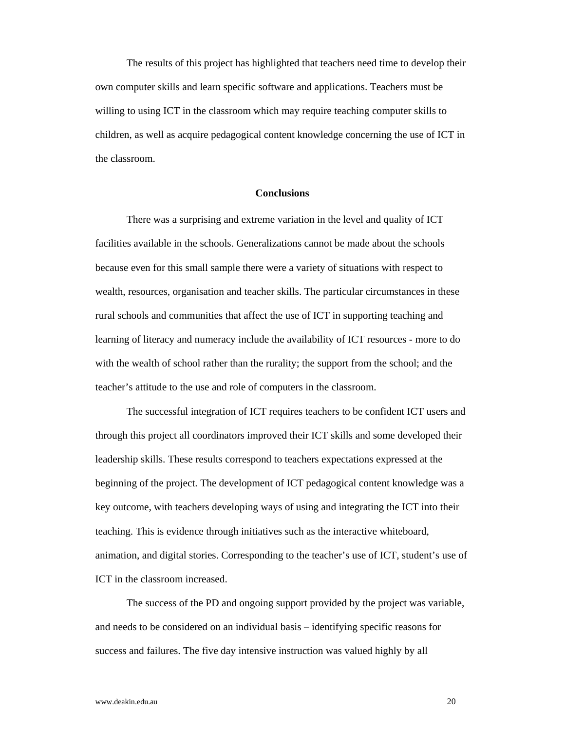The results of this project has highlighted that teachers need time to develop their own computer skills and learn specific software and applications. Teachers must be willing to using ICT in the classroom which may require teaching computer skills to children, as well as acquire pedagogical content knowledge concerning the use of ICT in the classroom.

## Conclusions

There was a surprising and extreme variation in the level and quality of ICT facilities available in the schools. Generalizations cannot be made about the schools because even for this small sample there were a variety of situations with respect to wealth, resources, organisation and teacher skills. The particular circumstances in these rural schools and communities that affect the use of ICT in supporting teaching and learning of literacy and numeracy include the availability of ICT resources - more to do with the wealth of school rather than the rurality; the support from the school; and the teacher's attitude to the use and role of computers in the classroom.

The successful integration of ICT requires teachers to be confident ICT users and through this project all coordinators improved their ICT skills and some developed their leadership skills. These results correspond to teachers expectations expressed at the beginning of the project. The development of ICT pedagogical content knowledge was a key outcome, with teachers developing ways of using and integrating the ICT into their teaching. This is evidence through initiatives such as the interactive whiteboard, animation, and digital stories. Corresponding to the teacher's use of ICT, student's use of ICT in the classroom increased.

The success of the PD and ongoing support provided by the project was variable, and needs to be considered on an individual basis – identifying specific reasons for success and failures. The five day intensive instruction was valued highly by all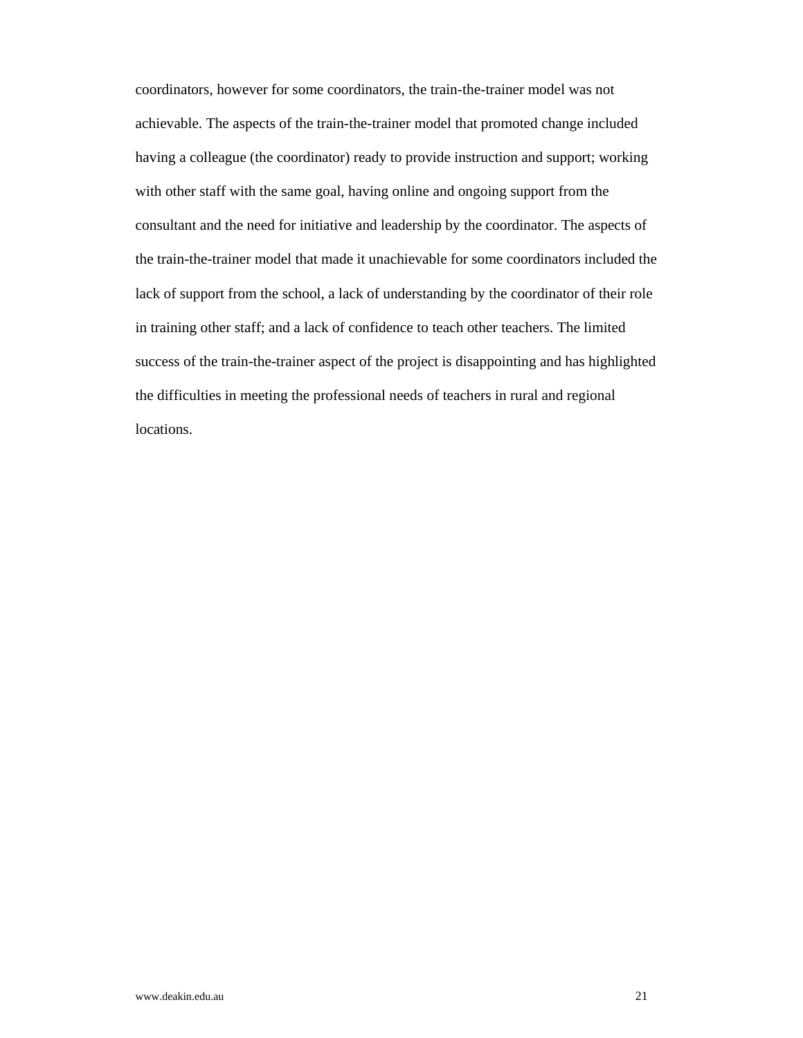coordinators, however for some coordinators, the train-the-trainer model was not achievable. The aspects of the train-the-trainer model that promoted change included having a colleague (the coordinator) ready to provide instruction and support; working with other staff with the same goal, having online and ongoing support from the consultant and the need for initiative and leadership by the coordinator. The aspects of the train-the-trainer model that made it unachievable for some coordinators included the lack of support from the school, a lack of understanding by the coordinator of their role in training other staff; and a lack of confidence to teach other teachers. The limited success of the train-the-trainer aspect of the project is disappointing and has highlighted the difficulties in meeting the professional needs of teachers in rural and regional locations.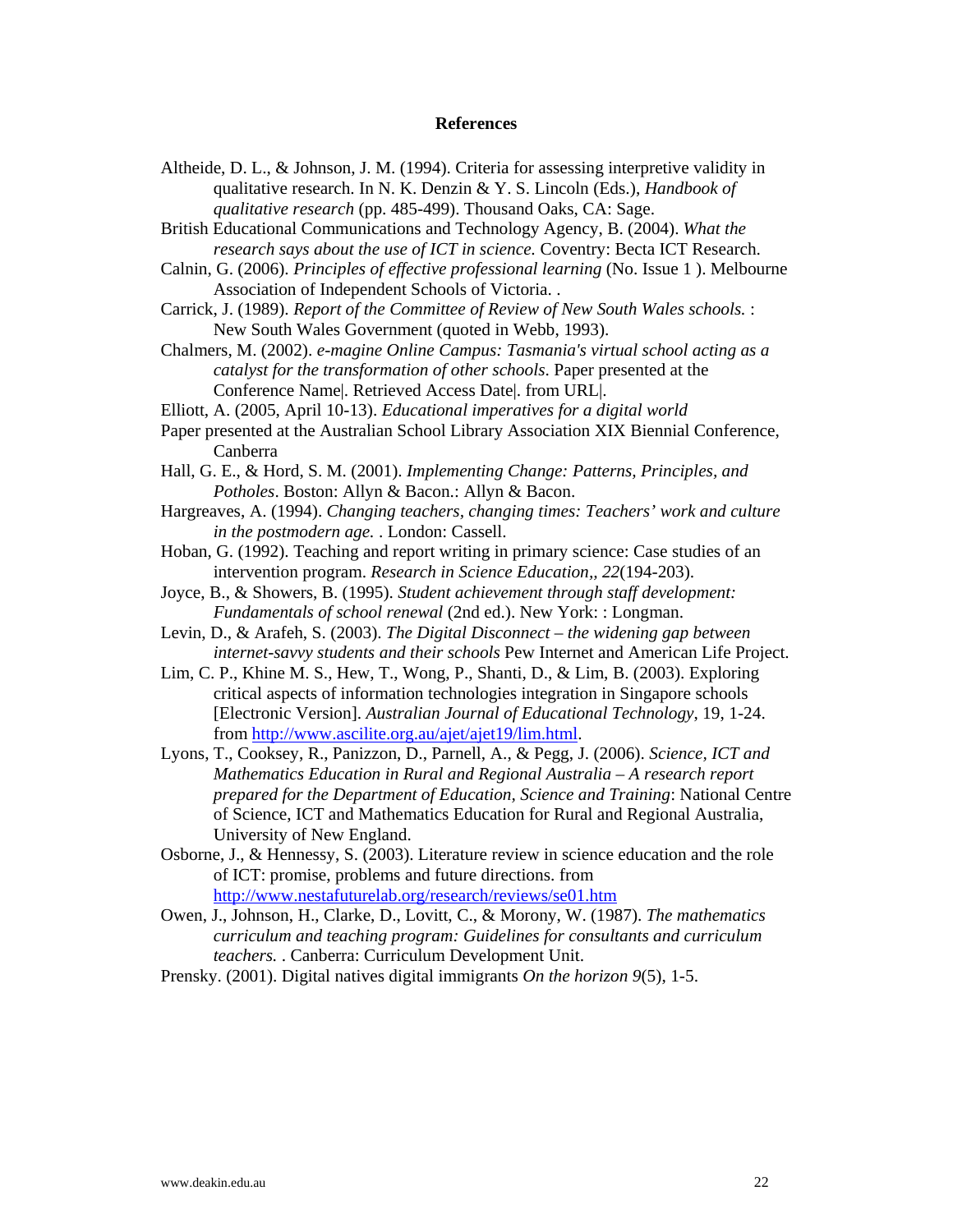# References

Altheide, D. L., & Johnson, J. M. (1994). Criteria for assessing interpretive validity in qualitative research. In N. K. Denzin & Y. S. Lincoln (Eds.), *Handbook of qualitative research* (pp. 485-499). Thousand Oaks, CA: Sage.

British Educational Communications and Technology Agency, B. (2004). *What the research says about the use of ICT in science.* Coventry: Becta ICT Research.

Calnin, G. (2006). *Principles of effective professional learning* (No. Issue 1 ). Melbourne Association of Independent Schools of Victoria. .

Carrick, J. (1989). *Report of the Committee of Review of New South Wales schools.* : New South Wales Government (quoted in Webb, 1993).

Chalmers, M. (2002). *e-magine Online Campus: Tasmania's virtual school acting as a catalyst for the transformation of other schools*. Paper presented at the Conference Name|. Retrieved Access Date|. from URL|.

Elliott, A. (2005, April 10-13). *Educational imperatives for a digital world*

Paper presented at the Australian School Library Association XIX Biennial Conference, Canberra

Hall, G. E., & Hord, S. M. (2001). *Implementing Change: Patterns, Principles, and Potholes*. Boston: Allyn & Bacon.: Allyn & Bacon.

Hargreaves, A. (1994). *Changing teachers, changing times: Teachers' work and culture in the postmodern age.* . London: Cassell.

Hoban, G. (1992). Teaching and report writing in primary science: Case studies of an intervention program. *Research in Science Education,, 22*(194-203).

Joyce, B., & Showers, B. (1995). *Student achievement through staff development: Fundamentals of school renewal* (2nd ed.). New York: : Longman.

Levin, D., & Arafeh, S. (2003). *The Digital Disconnect – the widening gap between internet-savvy students and their schools* Pew Internet and American Life Project.

Lim, C. P., Khine M. S., Hew, T., Wong, P., Shanti, D., & Lim, B. (2003). Exploring critical aspects of information technologies integration in Singapore schools [Electronic Version]. *Australian Journal of Educational Technology*, 19, 1-24. from http://www.ascilite.org.au/ajet/ajet19/lim.html.

Lyons, T., Cooksey, R., Panizzon, D., Parnell, A., & Pegg, J. (2006). *Science, ICT and Mathematics Education in Rural and Regional Australia – A research report prepared for the Department of Education, Science and Training*: National Centre of Science, ICT and Mathematics Education for Rural and Regional Australia, University of New England.

Osborne, J., & Hennessy, S. (2003). Literature review in science education and the role of ICT: promise, problems and future directions. from http://www.nestafuturelab.org/research/reviews/se01.htm

Owen, J., Johnson, H., Clarke, D., Lovitt, C., & Morony, W. (1987). *The mathematics curriculum and teaching program: Guidelines for consultants and curriculum teachers.* . Canberra: Curriculum Development Unit.

Prensky. (2001). Digital natives digital immigrants *On the horizon 9*(5), 1-5.